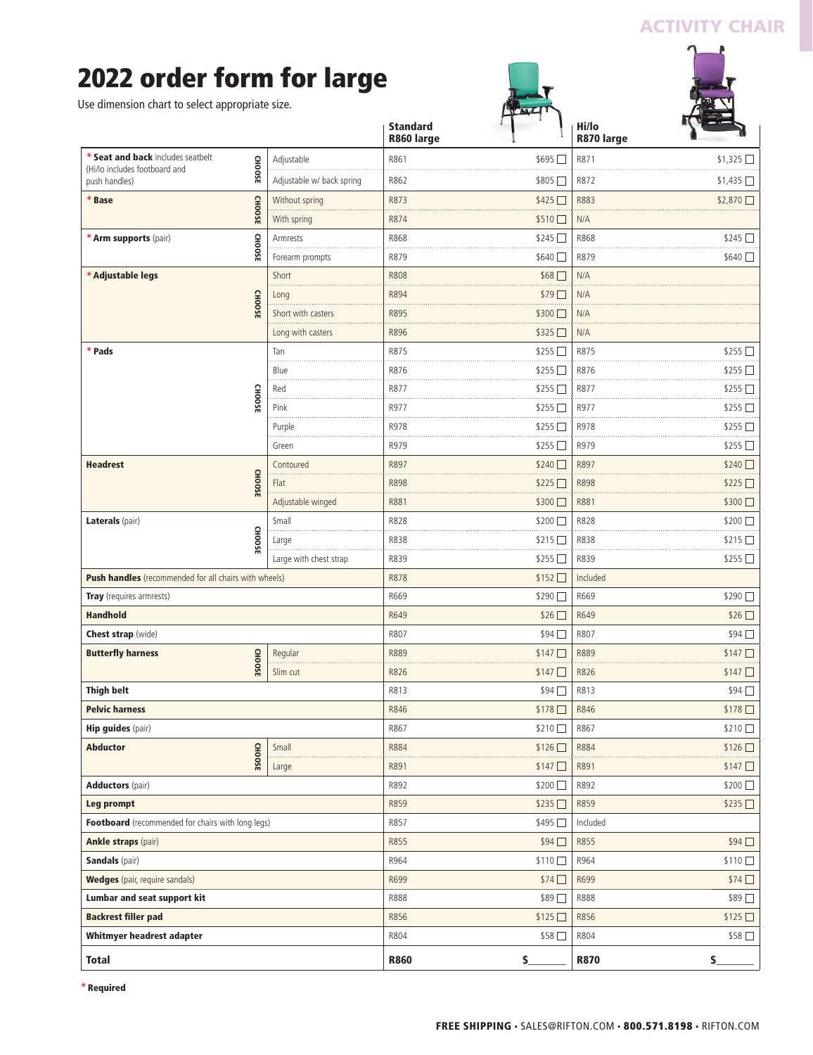# 2022 order form for large

Use dimension chart to select appropriate size.

| | | | Standard R860 large | | Hi/lo R870 large | |
|---|---|---|---|---|---|---|
| * **Seat and back** includes seatbelt (Hi/lo includes footboard and push handles) | CHOOSE | Adjustable | R861 | $695 ☐ | R871 | $1,325 ☐ |
| | | Adjustable w/ back spring | R862 | $805 ☐ | R872 | $1,435 ☐ |
| * **Base** | CHOOSE | Without spring | R873 | $425 ☐ | R883 | $2,870 ☐ |
| | | With spring | R874 | $510 ☐ | N/A | |
| * **Arm supports** (pair) | CHOOSE | Armrests | R868 | $245 ☐ | R868 | $245 ☐ |
| | | Forearm prompts | R879 | $640 ☐ | R879 | $640 ☐ |
| * **Adjustable legs** | CHOOSE | Short | R808 | $68 ☐ | N/A | |
| | | Long | R894 | $79 ☐ | N/A | |
| | | Short with casters | R895 | $300 ☐ | N/A | |
| | | Long with casters | R896 | $325 ☐ | N/A | |
| * **Pads** | CHOOSE | Tan | R875 | $255 ☐ | R875 | $255 ☐ |
| | | Blue | R876 | $255 ☐ | R876 | $255 ☐ |
| | | Red | R877 | $255 ☐ | R877 | $255 ☐ |
| | | Pink | R977 | $255 ☐ | R977 | $255 ☐ |
| | | Purple | R978 | $255 ☐ | R978 | $255 ☐ |
| | | Green | R979 | $255 ☐ | R979 | $255 ☐ |
| **Headrest** | CHOOSE | Contoured | R897 | $240 ☐ | R897 | $240 ☐ |
| | | Flat | R898 | $225 ☐ | R898 | $225 ☐ |
| | | Adjustable winged | R881 | $300 ☐ | R881 | $300 ☐ |
| **Laterals** (pair) | CHOOSE | Small | R828 | $200 ☐ | R828 | $200 ☐ |
| | | Large | R838 | $215 ☐ | R838 | $215 ☐ |
| | | Large with chest strap | R839 | $255 ☐ | R839 | $255 ☐ |
| **Push handles** (recommended for all chairs with wheels) | | | R878 | $152 ☐ | Included | |
| **Tray** (requires armrests) | | | R669 | $290 ☐ | R669 | $290 ☐ |
| **Handhold** | | | R649 | $26 ☐ | R649 | $26 ☐ |
| **Chest strap** (wide) | | | R807 | $94 ☐ | R807 | $94 ☐ |
| **Butterfly harness** | CHOOSE | Regular | R889 | $147 ☐ | R889 | $147 ☐ |
| | | Slim cut | R826 | $147 ☐ | R826 | $147 ☐ |
| **Thigh belt** | | | R813 | $94 ☐ | R813 | $94 ☐ |
| **Pelvic harness** | | | R846 | $178 ☐ | R846 | $178 ☐ |
| **Hip guides** (pair) | | | R867 | $210 ☐ | R867 | $210 ☐ |
| **Abductor** | CHOOSE | Small | R884 | $126 ☐ | R884 | $126 ☐ |
| | | Large | R891 | $147 ☐ | R891 | $147 ☐ |
| **Adductors** (pair) | | | R892 | $200 ☐ | R892 | $200 ☐ |
| **Leg prompt** | | | R859 | $235 ☐ | R859 | $235 ☐ |
| **Footboard** (recommended for chairs with long legs) | | | R857 | $495 ☐ | Included | |
| **Ankle straps** (pair) | | | R855 | $94 ☐ | R855 | $94 ☐ |
| **Sandals** (pair) | | | R964 | $110 ☐ | R964 | $110 ☐ |
| **Wedges** (pair, require sandals) | | | R699 | $74 ☐ | R699 | $74 ☐ |
| **Lumbar and seat support kit** | | | R888 | $89 ☐ | R888 | $89 ☐ |
| **Backrest filler pad** | | | R856 | $125 ☐ | R856 | $125 ☐ |
| **Whitmyer headrest adapter** | | | R804 | $58 ☐ | R804 | $58 ☐ |
| **Total** | | | **R860** | $______ | **R870** | $______ |

* **Required**

**FREE SHIPPING** • SALES@RIFTON.COM • **800.571.8198** • RIFTON.COM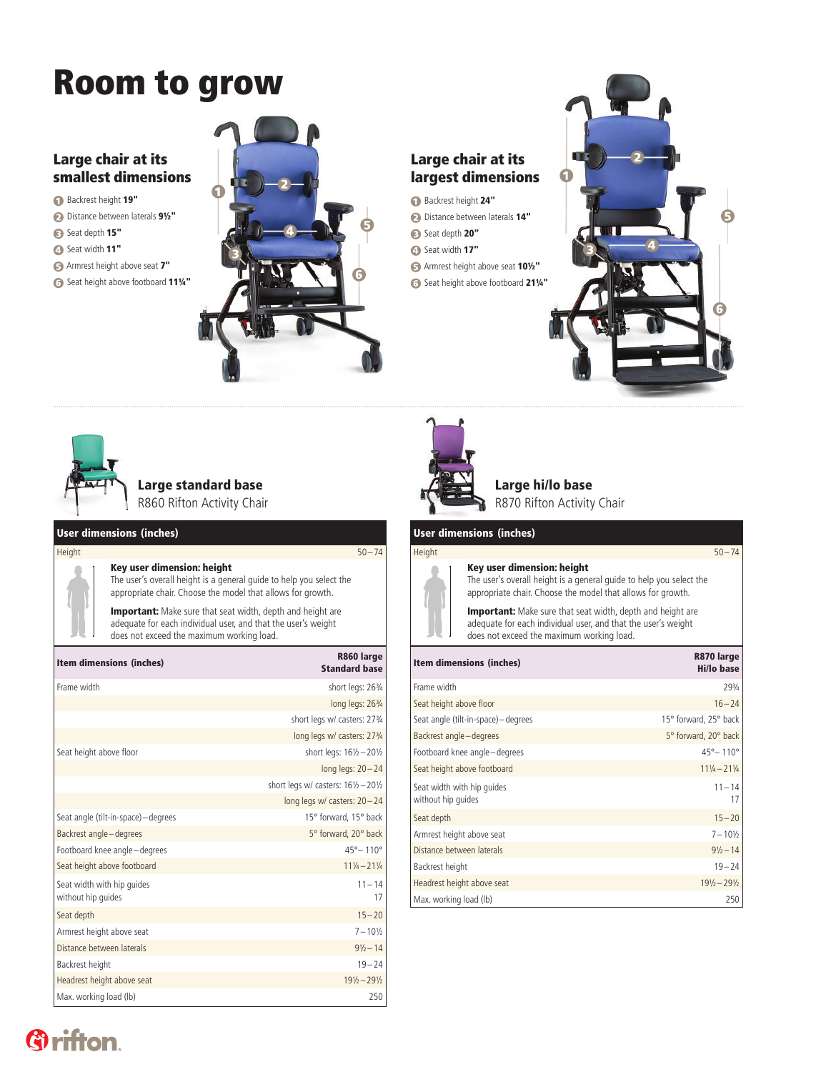# Room to grow

## Large chair at its smallest dimensions

1. Backrest height **19"**
2. Distance between laterals **9½"**
3. Seat depth **15"**
4. Seat width **11"**
5. Armrest height above seat **7"**
6. Seat height above footboard **11¼"**

## Large chair at its largest dimensions

1. Backrest height **24"**
2. Distance between laterals **14"**
3. Seat depth **20"**
4. Seat width **17"**
5. Armrest height above seat **10½"**
6. Seat height above footboard **21¼"**

## Large standard base

R860 Rifton Activity Chair

| User dimensions (inches) | |
|---|---|
| Height | 50 – 74 |

**Key user dimension: height**
The user's overall height is a general guide to help you select the appropriate chair. Choose the model that allows for growth.

**Important:** Make sure that seat width, depth and height are adequate for each individual user, and that the user's weight does not exceed the maximum working load.

| Item dimensions (inches) | R860 large Standard base |
|---|---|
| Frame width | short legs: 26¾ |
| | long legs: 26¾ |
| | short legs w/ casters: 27¾ |
| | long legs w/ casters: 27¾ |
| Seat height above floor | short legs: 16½ – 20½ |
| | long legs: 20 – 24 |
| | short legs w/ casters: 16½ – 20½ |
| | long legs w/ casters: 20 – 24 |
| Seat angle (tilt-in-space) – degrees | 15° forward, 15° back |
| Backrest angle – degrees | 5° forward, 20° back |
| Footboard knee angle – degrees | 45° – 110° |
| Seat height above footboard | 11¼ – 21¼ |
| Seat width with hip guides | 11 – 14 |
| without hip guides | 17 |
| Seat depth | 15 – 20 |
| Armrest height above seat | 7 – 10½ |
| Distance between laterals | 9½ – 14 |
| Backrest height | 19 – 24 |
| Headrest height above seat | 19½ – 29½ |
| Max. working load (lb) | 250 |

## Large hi/lo base

R870 Rifton Activity Chair

| User dimensions (inches) | |
|---|---|
| Height | 50 – 74 |

**Key user dimension: height**
The user's overall height is a general guide to help you select the appropriate chair. Choose the model that allows for growth.

**Important:** Make sure that seat width, depth and height are adequate for each individual user, and that the user's weight does not exceed the maximum working load.

| Item dimensions (inches) | R870 large Hi/lo base |
|---|---|
| Frame width | 29¾ |
| Seat height above floor | 16 – 24 |
| Seat angle (tilt-in-space) – degrees | 15° forward, 25° back |
| Backrest angle – degrees | 5° forward, 20° back |
| Footboard knee angle – degrees | 45° – 110° |
| Seat height above footboard | 11¼ – 21¼ |
| Seat width with hip guides | 11 – 14 |
| without hip guides | 17 |
| Seat depth | 15 – 20 |
| Armrest height above seat | 7 – 10½ |
| Distance between laterals | 9½ – 14 |
| Backrest height | 19 – 24 |
| Headrest height above seat | 19½ – 29½ |
| Max. working load (lb) | 250 |

rifton